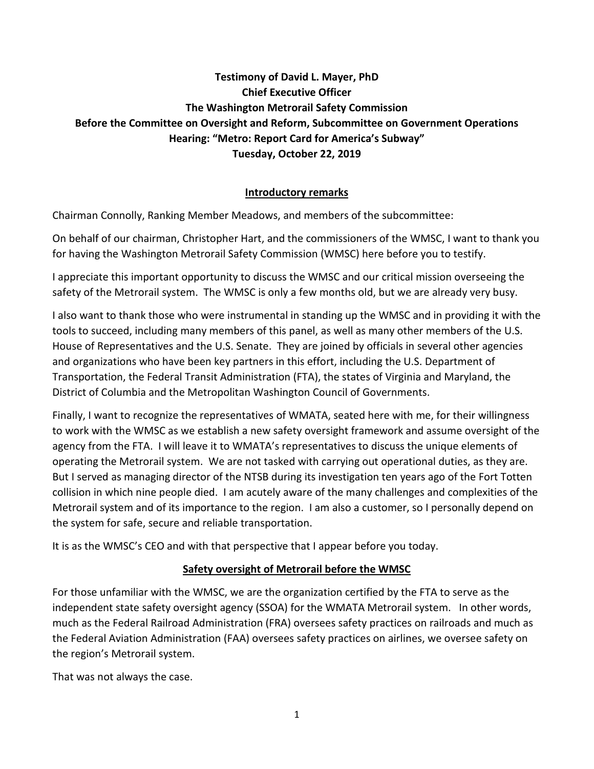# Testimony of David L. Mayer, PhD
# Chief Executive Officer
# The Washington Metrorail Safety Commission
# Before the Committee on Oversight and Reform, Subcommittee on Government Operations
# Hearing: "Metro: Report Card for America's Subway"
# Tuesday, October 22, 2019

## Introductory remarks

Chairman Connolly, Ranking Member Meadows, and members of the subcommittee:

On behalf of our chairman, Christopher Hart, and the commissioners of the WMSC, I want to thank you for having the Washington Metrorail Safety Commission (WMSC) here before you to testify.

I appreciate this important opportunity to discuss the WMSC and our critical mission overseeing the safety of the Metrorail system. The WMSC is only a few months old, but we are already very busy.

I also want to thank those who were instrumental in standing up the WMSC and in providing it with the tools to succeed, including many members of this panel, as well as many other members of the U.S. House of Representatives and the U.S. Senate. They are joined by officials in several other agencies and organizations who have been key partners in this effort, including the U.S. Department of Transportation, the Federal Transit Administration (FTA), the states of Virginia and Maryland, the District of Columbia and the Metropolitan Washington Council of Governments.

Finally, I want to recognize the representatives of WMATA, seated here with me, for their willingness to work with the WMSC as we establish a new safety oversight framework and assume oversight of the agency from the FTA. I will leave it to WMATA's representatives to discuss the unique elements of operating the Metrorail system. We are not tasked with carrying out operational duties, as they are. But I served as managing director of the NTSB during its investigation ten years ago of the Fort Totten collision in which nine people died. I am acutely aware of the many challenges and complexities of the Metrorail system and of its importance to the region. I am also a customer, so I personally depend on the system for safe, secure and reliable transportation.

It is as the WMSC's CEO and with that perspective that I appear before you today.

## Safety oversight of Metrorail before the WMSC

For those unfamiliar with the WMSC, we are the organization certified by the FTA to serve as the independent state safety oversight agency (SSOA) for the WMATA Metrorail system. In other words, much as the Federal Railroad Administration (FRA) oversees safety practices on railroads and much as the Federal Aviation Administration (FAA) oversees safety practices on airlines, we oversee safety on the region's Metrorail system.

That was not always the case.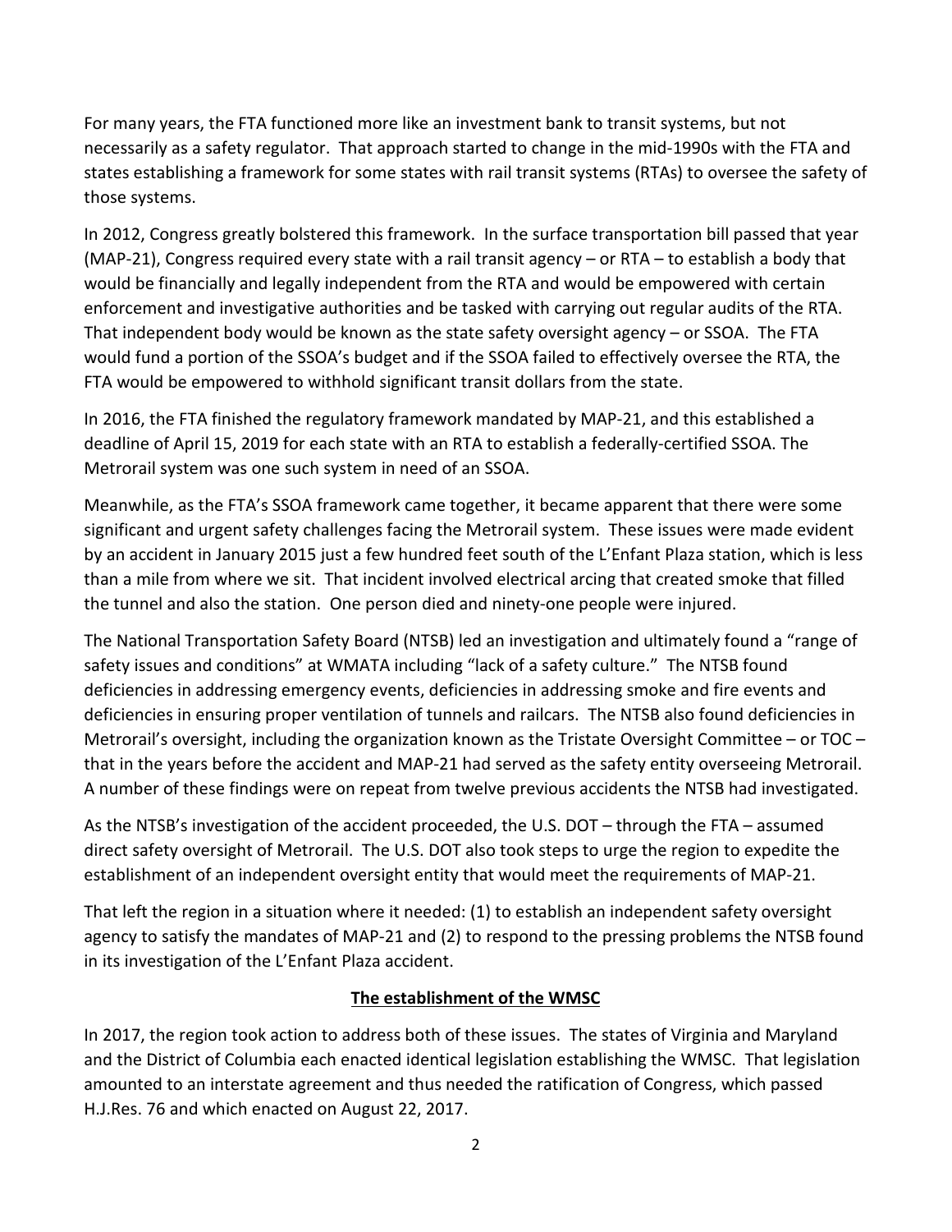For many years, the FTA functioned more like an investment bank to transit systems, but not necessarily as a safety regulator. That approach started to change in the mid-1990s with the FTA and states establishing a framework for some states with rail transit systems (RTAs) to oversee the safety of those systems.

In 2012, Congress greatly bolstered this framework. In the surface transportation bill passed that year (MAP-21), Congress required every state with a rail transit agency – or RTA – to establish a body that would be financially and legally independent from the RTA and would be empowered with certain enforcement and investigative authorities and be tasked with carrying out regular audits of the RTA. That independent body would be known as the state safety oversight agency – or SSOA. The FTA would fund a portion of the SSOA's budget and if the SSOA failed to effectively oversee the RTA, the FTA would be empowered to withhold significant transit dollars from the state.

In 2016, the FTA finished the regulatory framework mandated by MAP-21, and this established a deadline of April 15, 2019 for each state with an RTA to establish a federally-certified SSOA. The Metrorail system was one such system in need of an SSOA.

Meanwhile, as the FTA's SSOA framework came together, it became apparent that there were some significant and urgent safety challenges facing the Metrorail system. These issues were made evident by an accident in January 2015 just a few hundred feet south of the L'Enfant Plaza station, which is less than a mile from where we sit. That incident involved electrical arcing that created smoke that filled the tunnel and also the station. One person died and ninety-one people were injured.

The National Transportation Safety Board (NTSB) led an investigation and ultimately found a "range of safety issues and conditions" at WMATA including "lack of a safety culture." The NTSB found deficiencies in addressing emergency events, deficiencies in addressing smoke and fire events and deficiencies in ensuring proper ventilation of tunnels and railcars. The NTSB also found deficiencies in Metrorail's oversight, including the organization known as the Tristate Oversight Committee – or TOC – that in the years before the accident and MAP-21 had served as the safety entity overseeing Metrorail. A number of these findings were on repeat from twelve previous accidents the NTSB had investigated.

As the NTSB's investigation of the accident proceeded, the U.S. DOT – through the FTA – assumed direct safety oversight of Metrorail. The U.S. DOT also took steps to urge the region to expedite the establishment of an independent oversight entity that would meet the requirements of MAP-21.

That left the region in a situation where it needed: (1) to establish an independent safety oversight agency to satisfy the mandates of MAP-21 and (2) to respond to the pressing problems the NTSB found in its investigation of the L'Enfant Plaza accident.

## The establishment of the WMSC

In 2017, the region took action to address both of these issues. The states of Virginia and Maryland and the District of Columbia each enacted identical legislation establishing the WMSC. That legislation amounted to an interstate agreement and thus needed the ratification of Congress, which passed H.J.Res. 76 and which enacted on August 22, 2017.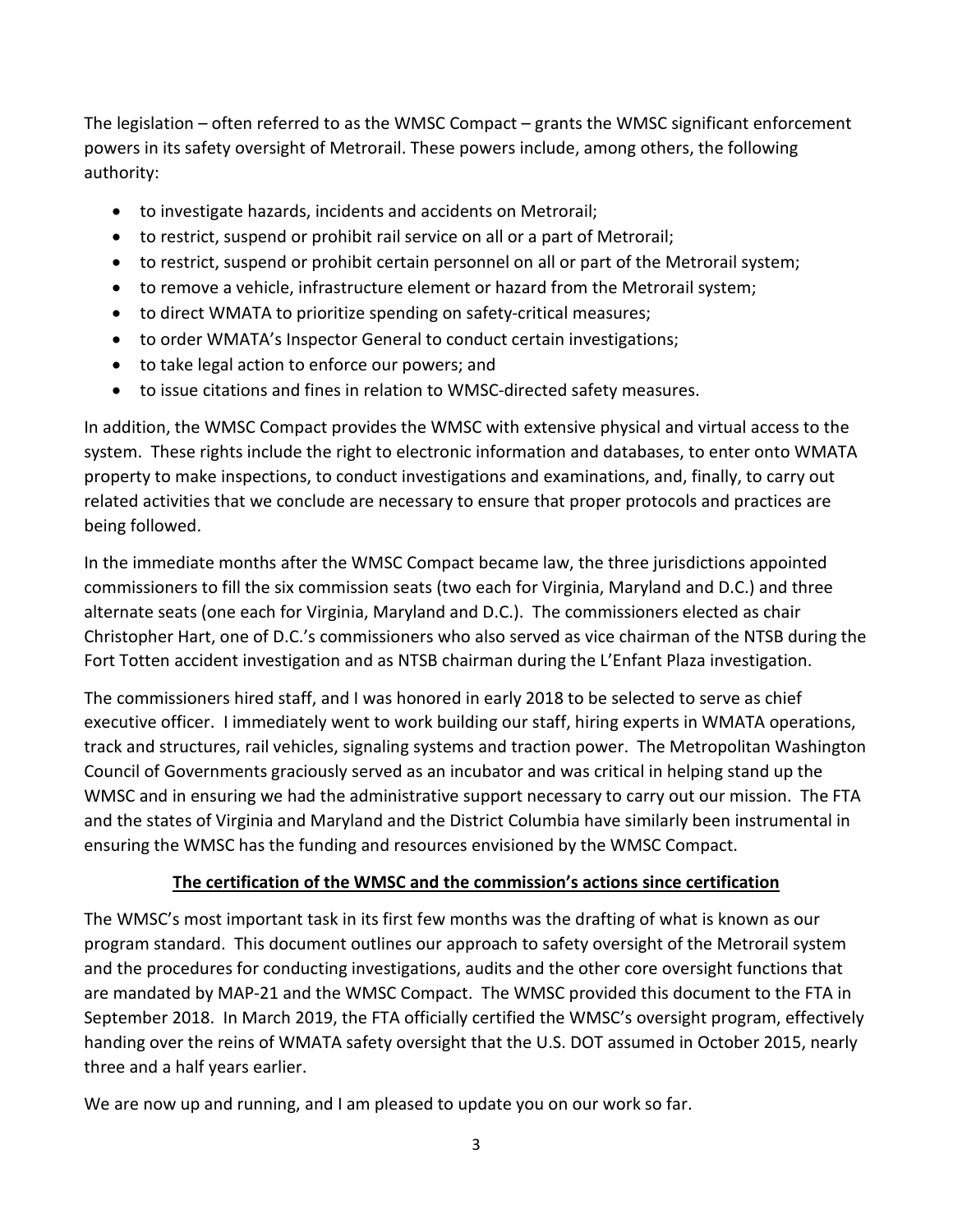The legislation – often referred to as the WMSC Compact – grants the WMSC significant enforcement powers in its safety oversight of Metrorail. These powers include, among others, the following authority:

- to investigate hazards, incidents and accidents on Metrorail;
- to restrict, suspend or prohibit rail service on all or a part of Metrorail;
- to restrict, suspend or prohibit certain personnel on all or part of the Metrorail system;
- to remove a vehicle, infrastructure element or hazard from the Metrorail system;
- to direct WMATA to prioritize spending on safety-critical measures;
- to order WMATA's Inspector General to conduct certain investigations;
- to take legal action to enforce our powers; and
- to issue citations and fines in relation to WMSC-directed safety measures.

In addition, the WMSC Compact provides the WMSC with extensive physical and virtual access to the system. These rights include the right to electronic information and databases, to enter onto WMATA property to make inspections, to conduct investigations and examinations, and, finally, to carry out related activities that we conclude are necessary to ensure that proper protocols and practices are being followed.

In the immediate months after the WMSC Compact became law, the three jurisdictions appointed commissioners to fill the six commission seats (two each for Virginia, Maryland and D.C.) and three alternate seats (one each for Virginia, Maryland and D.C.). The commissioners elected as chair Christopher Hart, one of D.C.'s commissioners who also served as vice chairman of the NTSB during the Fort Totten accident investigation and as NTSB chairman during the L'Enfant Plaza investigation.

The commissioners hired staff, and I was honored in early 2018 to be selected to serve as chief executive officer. I immediately went to work building our staff, hiring experts in WMATA operations, track and structures, rail vehicles, signaling systems and traction power. The Metropolitan Washington Council of Governments graciously served as an incubator and was critical in helping stand up the WMSC and in ensuring we had the administrative support necessary to carry out our mission. The FTA and the states of Virginia and Maryland and the District Columbia have similarly been instrumental in ensuring the WMSC has the funding and resources envisioned by the WMSC Compact.

## The certification of the WMSC and the commission's actions since certification

The WMSC's most important task in its first few months was the drafting of what is known as our program standard. This document outlines our approach to safety oversight of the Metrorail system and the procedures for conducting investigations, audits and the other core oversight functions that are mandated by MAP-21 and the WMSC Compact. The WMSC provided this document to the FTA in September 2018. In March 2019, the FTA officially certified the WMSC's oversight program, effectively handing over the reins of WMATA safety oversight that the U.S. DOT assumed in October 2015, nearly three and a half years earlier.

We are now up and running, and I am pleased to update you on our work so far.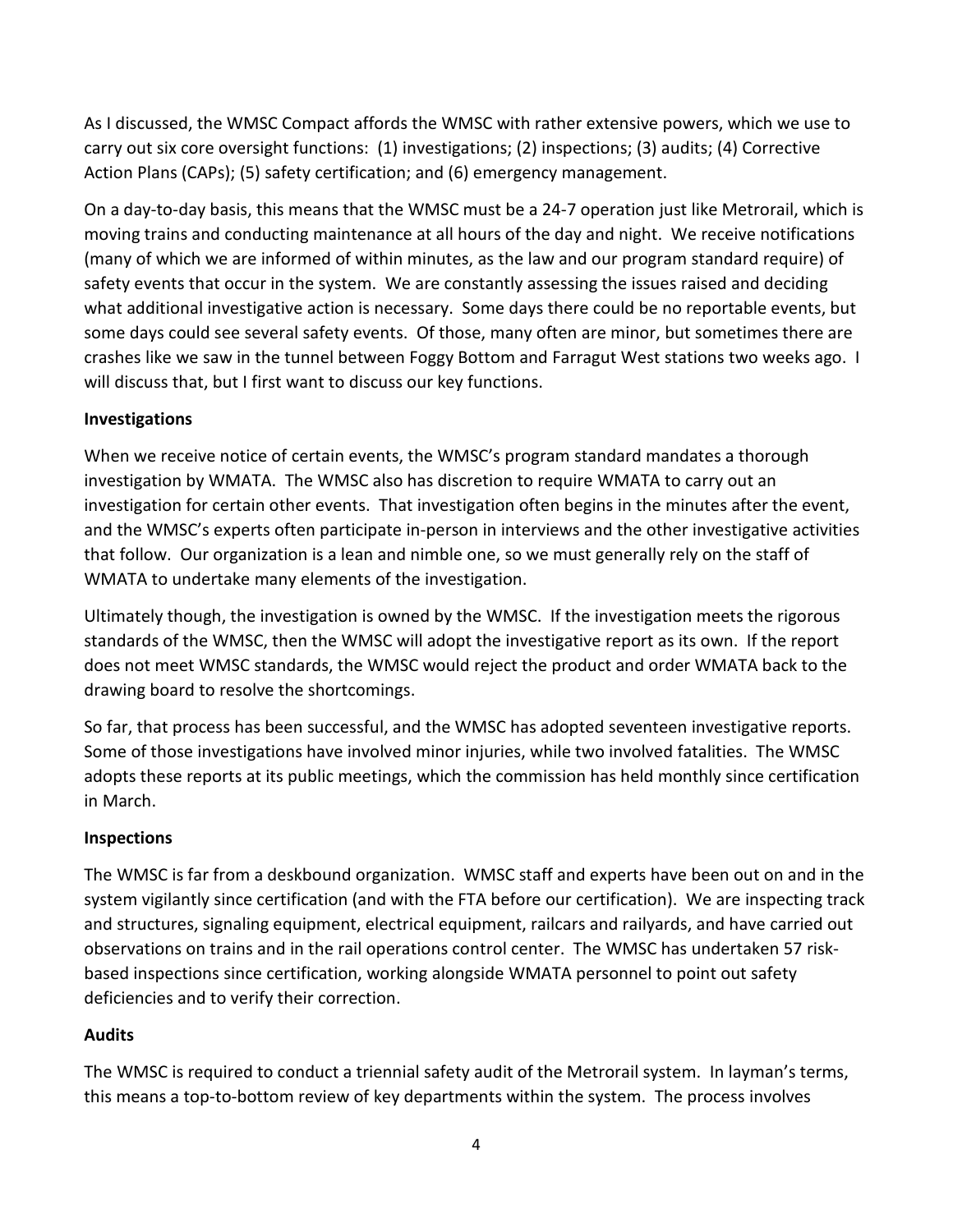As I discussed, the WMSC Compact affords the WMSC with rather extensive powers, which we use to carry out six core oversight functions: (1) investigations; (2) inspections; (3) audits; (4) Corrective Action Plans (CAPs); (5) safety certification; and (6) emergency management.

On a day-to-day basis, this means that the WMSC must be a 24-7 operation just like Metrorail, which is moving trains and conducting maintenance at all hours of the day and night. We receive notifications (many of which we are informed of within minutes, as the law and our program standard require) of safety events that occur in the system. We are constantly assessing the issues raised and deciding what additional investigative action is necessary. Some days there could be no reportable events, but some days could see several safety events. Of those, many often are minor, but sometimes there are crashes like we saw in the tunnel between Foggy Bottom and Farragut West stations two weeks ago. I will discuss that, but I first want to discuss our key functions.

**Investigations**

When we receive notice of certain events, the WMSC's program standard mandates a thorough investigation by WMATA. The WMSC also has discretion to require WMATA to carry out an investigation for certain other events. That investigation often begins in the minutes after the event, and the WMSC's experts often participate in-person in interviews and the other investigative activities that follow. Our organization is a lean and nimble one, so we must generally rely on the staff of WMATA to undertake many elements of the investigation.

Ultimately though, the investigation is owned by the WMSC. If the investigation meets the rigorous standards of the WMSC, then the WMSC will adopt the investigative report as its own. If the report does not meet WMSC standards, the WMSC would reject the product and order WMATA back to the drawing board to resolve the shortcomings.

So far, that process has been successful, and the WMSC has adopted seventeen investigative reports. Some of those investigations have involved minor injuries, while two involved fatalities. The WMSC adopts these reports at its public meetings, which the commission has held monthly since certification in March.

**Inspections**

The WMSC is far from a deskbound organization. WMSC staff and experts have been out on and in the system vigilantly since certification (and with the FTA before our certification). We are inspecting track and structures, signaling equipment, electrical equipment, railcars and railyards, and have carried out observations on trains and in the rail operations control center. The WMSC has undertaken 57 risk-based inspections since certification, working alongside WMATA personnel to point out safety deficiencies and to verify their correction.

**Audits**

The WMSC is required to conduct a triennial safety audit of the Metrorail system. In layman's terms, this means a top-to-bottom review of key departments within the system. The process involves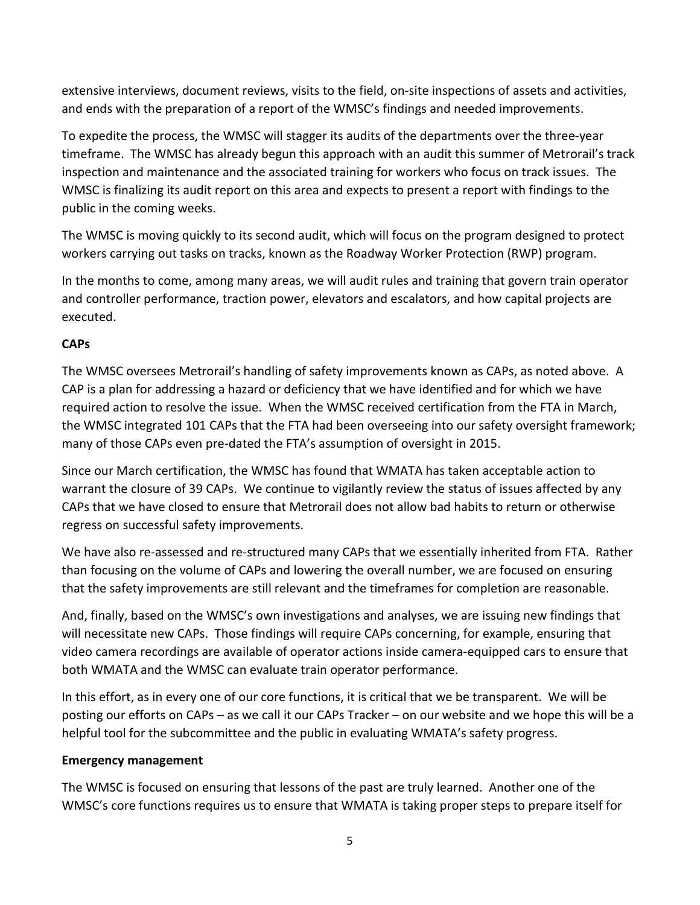extensive interviews, document reviews, visits to the field, on-site inspections of assets and activities, and ends with the preparation of a report of the WMSC's findings and needed improvements.

To expedite the process, the WMSC will stagger its audits of the departments over the three-year timeframe. The WMSC has already begun this approach with an audit this summer of Metrorail's track inspection and maintenance and the associated training for workers who focus on track issues. The WMSC is finalizing its audit report on this area and expects to present a report with findings to the public in the coming weeks.

The WMSC is moving quickly to its second audit, which will focus on the program designed to protect workers carrying out tasks on tracks, known as the Roadway Worker Protection (RWP) program.

In the months to come, among many areas, we will audit rules and training that govern train operator and controller performance, traction power, elevators and escalators, and how capital projects are executed.

**CAPs**

The WMSC oversees Metrorail's handling of safety improvements known as CAPs, as noted above. A CAP is a plan for addressing a hazard or deficiency that we have identified and for which we have required action to resolve the issue. When the WMSC received certification from the FTA in March, the WMSC integrated 101 CAPs that the FTA had been overseeing into our safety oversight framework; many of those CAPs even pre-dated the FTA's assumption of oversight in 2015.

Since our March certification, the WMSC has found that WMATA has taken acceptable action to warrant the closure of 39 CAPs. We continue to vigilantly review the status of issues affected by any CAPs that we have closed to ensure that Metrorail does not allow bad habits to return or otherwise regress on successful safety improvements.

We have also re-assessed and re-structured many CAPs that we essentially inherited from FTA. Rather than focusing on the volume of CAPs and lowering the overall number, we are focused on ensuring that the safety improvements are still relevant and the timeframes for completion are reasonable.

And, finally, based on the WMSC's own investigations and analyses, we are issuing new findings that will necessitate new CAPs. Those findings will require CAPs concerning, for example, ensuring that video camera recordings are available of operator actions inside camera-equipped cars to ensure that both WMATA and the WMSC can evaluate train operator performance.

In this effort, as in every one of our core functions, it is critical that we be transparent. We will be posting our efforts on CAPs – as we call it our CAPs Tracker – on our website and we hope this will be a helpful tool for the subcommittee and the public in evaluating WMATA's safety progress.

**Emergency management**

The WMSC is focused on ensuring that lessons of the past are truly learned. Another one of the WMSC's core functions requires us to ensure that WMATA is taking proper steps to prepare itself for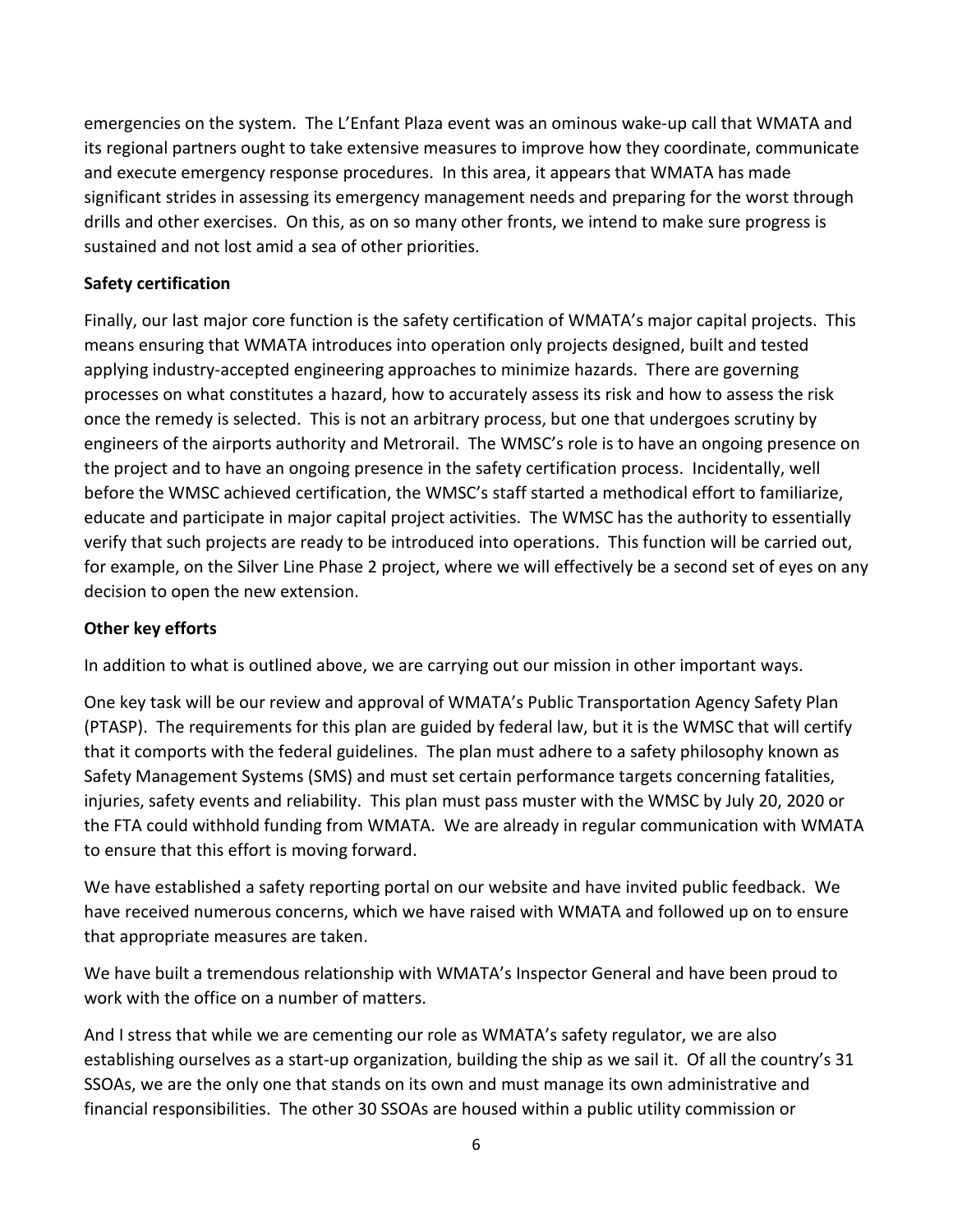emergencies on the system. The L'Enfant Plaza event was an ominous wake-up call that WMATA and its regional partners ought to take extensive measures to improve how they coordinate, communicate and execute emergency response procedures. In this area, it appears that WMATA has made significant strides in assessing its emergency management needs and preparing for the worst through drills and other exercises. On this, as on so many other fronts, we intend to make sure progress is sustained and not lost amid a sea of other priorities.

**Safety certification**

Finally, our last major core function is the safety certification of WMATA's major capital projects. This means ensuring that WMATA introduces into operation only projects designed, built and tested applying industry-accepted engineering approaches to minimize hazards. There are governing processes on what constitutes a hazard, how to accurately assess its risk and how to assess the risk once the remedy is selected. This is not an arbitrary process, but one that undergoes scrutiny by engineers of the airports authority and Metrorail. The WMSC's role is to have an ongoing presence on the project and to have an ongoing presence in the safety certification process. Incidentally, well before the WMSC achieved certification, the WMSC's staff started a methodical effort to familiarize, educate and participate in major capital project activities. The WMSC has the authority to essentially verify that such projects are ready to be introduced into operations. This function will be carried out, for example, on the Silver Line Phase 2 project, where we will effectively be a second set of eyes on any decision to open the new extension.

**Other key efforts**

In addition to what is outlined above, we are carrying out our mission in other important ways.

One key task will be our review and approval of WMATA's Public Transportation Agency Safety Plan (PTASP). The requirements for this plan are guided by federal law, but it is the WMSC that will certify that it comports with the federal guidelines. The plan must adhere to a safety philosophy known as Safety Management Systems (SMS) and must set certain performance targets concerning fatalities, injuries, safety events and reliability. This plan must pass muster with the WMSC by July 20, 2020 or the FTA could withhold funding from WMATA. We are already in regular communication with WMATA to ensure that this effort is moving forward.

We have established a safety reporting portal on our website and have invited public feedback. We have received numerous concerns, which we have raised with WMATA and followed up on to ensure that appropriate measures are taken.

We have built a tremendous relationship with WMATA's Inspector General and have been proud to work with the office on a number of matters.

And I stress that while we are cementing our role as WMATA's safety regulator, we are also establishing ourselves as a start-up organization, building the ship as we sail it. Of all the country's 31 SSOAs, we are the only one that stands on its own and must manage its own administrative and financial responsibilities. The other 30 SSOAs are housed within a public utility commission or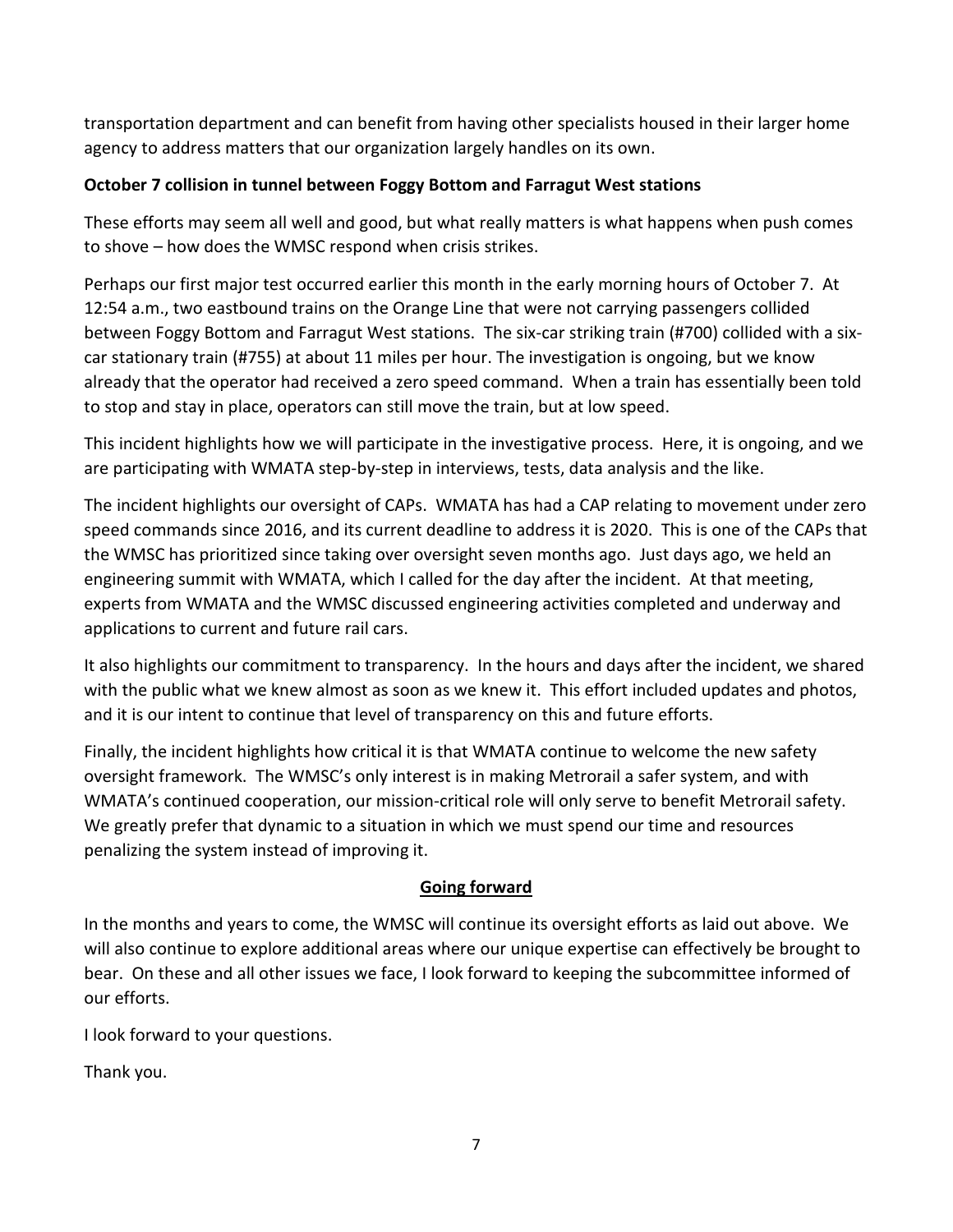transportation department and can benefit from having other specialists housed in their larger home agency to address matters that our organization largely handles on its own.

**October 7 collision in tunnel between Foggy Bottom and Farragut West stations**

These efforts may seem all well and good, but what really matters is what happens when push comes to shove – how does the WMSC respond when crisis strikes.

Perhaps our first major test occurred earlier this month in the early morning hours of October 7. At 12:54 a.m., two eastbound trains on the Orange Line that were not carrying passengers collided between Foggy Bottom and Farragut West stations. The six-car striking train (#700) collided with a six-car stationary train (#755) at about 11 miles per hour. The investigation is ongoing, but we know already that the operator had received a zero speed command. When a train has essentially been told to stop and stay in place, operators can still move the train, but at low speed.

This incident highlights how we will participate in the investigative process. Here, it is ongoing, and we are participating with WMATA step-by-step in interviews, tests, data analysis and the like.

The incident highlights our oversight of CAPs. WMATA has had a CAP relating to movement under zero speed commands since 2016, and its current deadline to address it is 2020. This is one of the CAPs that the WMSC has prioritized since taking over oversight seven months ago. Just days ago, we held an engineering summit with WMATA, which I called for the day after the incident. At that meeting, experts from WMATA and the WMSC discussed engineering activities completed and underway and applications to current and future rail cars.

It also highlights our commitment to transparency. In the hours and days after the incident, we shared with the public what we knew almost as soon as we knew it. This effort included updates and photos, and it is our intent to continue that level of transparency on this and future efforts.

Finally, the incident highlights how critical it is that WMATA continue to welcome the new safety oversight framework. The WMSC's only interest is in making Metrorail a safer system, and with WMATA's continued cooperation, our mission-critical role will only serve to benefit Metrorail safety. We greatly prefer that dynamic to a situation in which we must spend our time and resources penalizing the system instead of improving it.

## Going forward

In the months and years to come, the WMSC will continue its oversight efforts as laid out above. We will also continue to explore additional areas where our unique expertise can effectively be brought to bear. On these and all other issues we face, I look forward to keeping the subcommittee informed of our efforts.

I look forward to your questions.

Thank you.